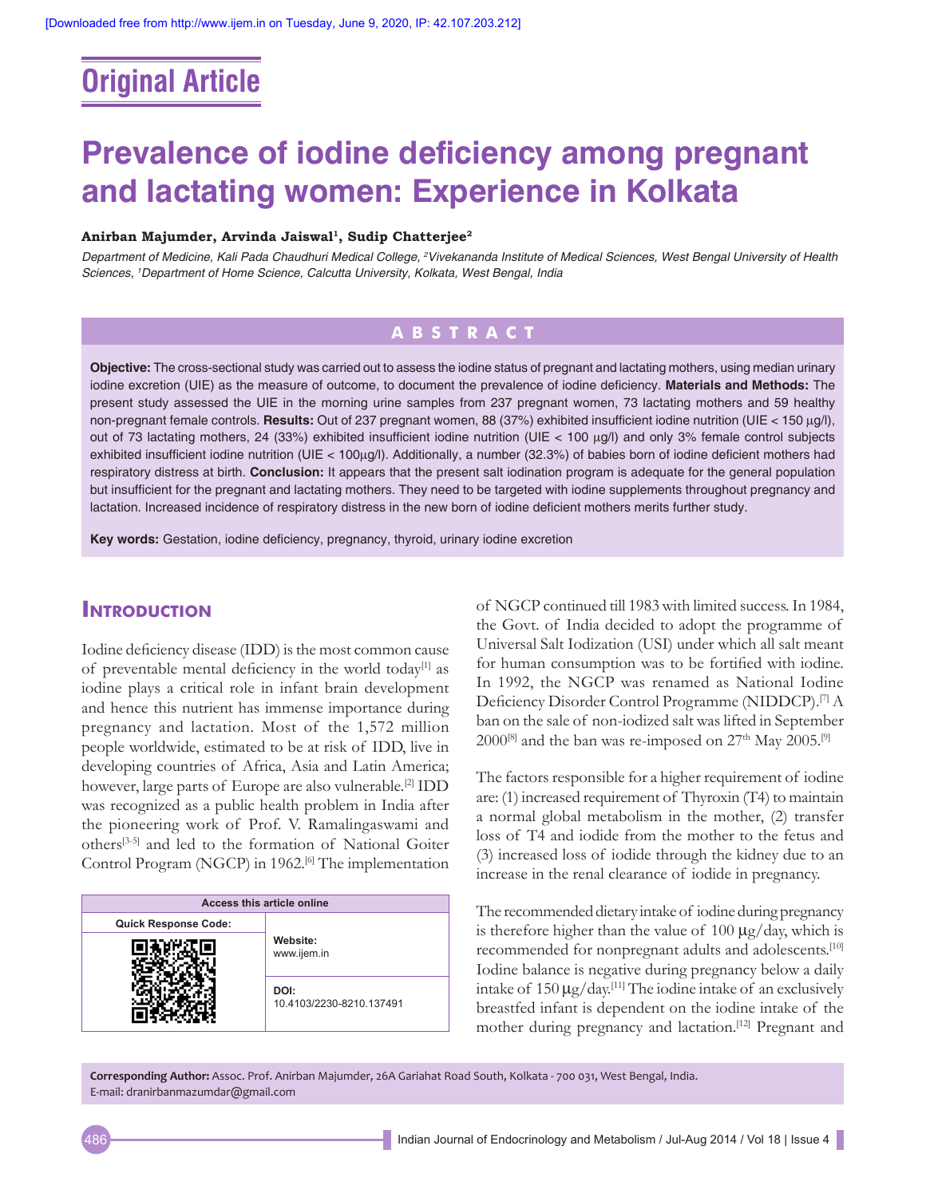Original Article

# Prevalence of iodine deficiency among pregnant and lactating women: Experience in Kolkata

**Anirban Majumder, Arvinda Jaiswal[1], Sudip Chatterjee[2]**

*Department of Medicine, Kali Pada Chaudhuri Medical College, [2]Vivekananda Institute of Medical Sciences, West Bengal University of Health Sciences, [1]Department of Home Science, Calcutta University, Kolkata, West Bengal, India*

## ABSTRACT

**Objective:** The cross-sectional study was carried out to assess the iodine status of pregnant and lactating mothers, using median urinary iodine excretion (UIE) as the measure of outcome, to document the prevalence of iodine deficiency. **Materials and Methods:** The present study assessed the UIE in the morning urine samples from 237 pregnant women, 73 lactating mothers and 59 healthy non-pregnant female controls. **Results:** Out of 237 pregnant women, 88 (37%) exhibited insufficient iodine nutrition (UIE < 150 μg/l), out of 73 lactating mothers, 24 (33%) exhibited insufficient iodine nutrition (UIE < 100 μg/l) and only 3% female control subjects exhibited insufficient iodine nutrition (UIE < 100μg/l). Additionally, a number (32.3%) of babies born of iodine deficient mothers had respiratory distress at birth. **Conclusion:** It appears that the present salt iodination program is adequate for the general population but insufficient for the pregnant and lactating mothers. They need to be targeted with iodine supplements throughout pregnancy and lactation. Increased incidence of respiratory distress in the new born of iodine deficient mothers merits further study.

**Key words:** Gestation, iodine deficiency, pregnancy, thyroid, urinary iodine excretion

## Introduction

Iodine deficiency disease (IDD) is the most common cause of preventable mental deficiency in the world today[1] as iodine plays a critical role in infant brain development and hence this nutrient has immense importance during pregnancy and lactation. Most of the 1,572 million people worldwide, estimated to be at risk of IDD, live in developing countries of Africa, Asia and Latin America; however, large parts of Europe are also vulnerable.[2] IDD was recognized as a public health problem in India after the pioneering work of Prof. V. Ramalingaswami and others[3-5] and led to the formation of National Goiter Control Program (NGCP) in 1962.[6] The implementation of NGCP continued till 1983 with limited success. In 1984, the Govt. of India decided to adopt the programme of Universal Salt Iodization (USI) under which all salt meant for human consumption was to be fortified with iodine. In 1992, the NGCP was renamed as National Iodine Deficiency Disorder Control Programme (NIDDCP).[7] A ban on the sale of non-iodized salt was lifted in September 2000[8] and the ban was re-imposed on 27th May 2005.[9]

The factors responsible for a higher requirement of iodine are: (1) increased requirement of Thyroxin (T4) to maintain a normal global metabolism in the mother, (2) transfer loss of T4 and iodide from the mother to the fetus and (3) increased loss of iodine through the kidney due to an increase in the renal clearance of iodide in pregnancy.

The recommended dietary intake of iodine during pregnancy is therefore higher than the value of 100 μg/day, which is recommended for nonpregnant adults and adolescents.[10] Iodine balance is negative during pregnancy below a daily intake of 150 μg/day.[11] The iodine intake of an exclusively breastfed infant is dependent on the iodine intake of the mother during pregnancy and lactation.[12] Pregnant and

| Access this article online | |
|---|---|
| Quick Response Code: | **Website:** www.ijem.in |
| | **DOI:** 10.4103/2230-8210.137491 |

**Corresponding Author:** Assoc. Prof. Anirban Majumder, 26A Gariahat Road South, Kolkata - 700 031, West Bengal, India. E-mail: dranirbanmazumdar@gmail.com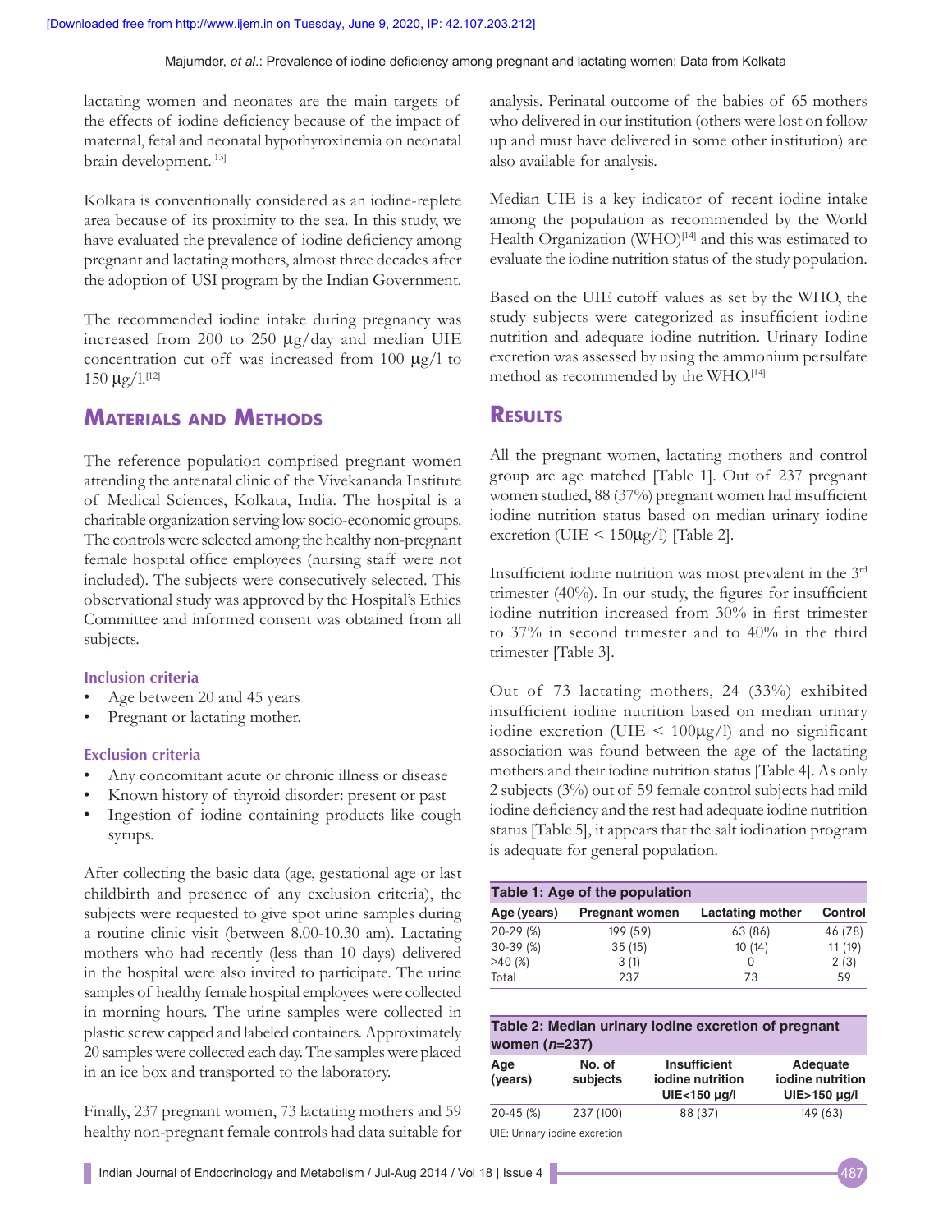lactating women and neonates are the main targets of the effects of iodine deficiency because of the impact of maternal, fetal and neonatal hypothyroxinemia on neonatal brain development.[13]

Kolkata is conventionally considered as an iodine-replete area because of its proximity to the sea. In this study, we have evaluated the prevalence of iodine deficiency among pregnant and lactating mothers, almost three decades after the adoption of USI program by the Indian Government.

The recommended iodine intake during pregnancy was increased from 200 to 250 μg/day and median UIE concentration cut off was increased from 100 μg/l to 150 μg/l.[12]

## Materials and Methods

The reference population comprised pregnant women attending the antenatal clinic of the Vivekananda Institute of Medical Sciences, Kolkata, India. The hospital is a charitable organization serving low socio-economic groups. The controls were selected among the healthy non-pregnant female hospital office employees (nursing staff were not included). The subjects were consecutively selected. This observational study was approved by the Hospital's Ethics Committee and informed consent was obtained from all subjects.

### Inclusion criteria

- Age between 20 and 45 years
- Pregnant or lactating mother.

### Exclusion criteria

- Any concomitant acute or chronic illness or disease
- Known history of thyroid disorder: present or past
- Ingestion of iodine containing products like cough syrups.

After collecting the basic data (age, gestational age or last childbirth and presence of any exclusion criteria), the subjects were requested to give spot urine samples during a routine clinic visit (between 8.00-10.30 am). Lactating mothers who had recently (less than 10 days) delivered in the hospital were also invited to participate. The urine samples of healthy female hospital employees were collected in morning hours. The urine samples were collected in plastic screw capped and labeled containers. Approximately 20 samples were collected each day. The samples were placed in an ice box and transported to the laboratory.

Finally, 237 pregnant women, 73 lactating mothers and 59 healthy non-pregnant female controls had data suitable for analysis. Perinatal outcome of the babies of 65 mothers who delivered in our institution (others were lost on follow up and must have delivered in some other institution) are also available for analysis.

Median UIE is a key indicator of recent iodine intake among the population as recommended by the World Health Organization (WHO)[14] and this was estimated to evaluate the iodine nutrition status of the study population.

Based on the UIE cutoff values as set by the WHO, the study subjects were categorized as insufficient iodine nutrition and adequate iodine nutrition. Urinary Iodine excretion was assessed by using the ammonium persulfate method as recommended by the WHO.[14]

## Results

All the pregnant women, lactating mothers and control group are age matched [Table 1]. Out of 237 pregnant women studied, 88 (37%) pregnant women had insufficient iodine nutrition status based on median urinary iodine excretion (UIE < 150μg/l) [Table 2].

Insufficient iodine nutrition was most prevalent in the 3rd trimester (40%). In our study, the figures for insufficient iodine nutrition increased from 30% in first trimester to 37% in second trimester and to 40% in the third trimester [Table 3].

Out of 73 lactating mothers, 24 (33%) exhibited insufficient iodine nutrition based on median urinary iodine excretion (UIE < 100μg/l) and no significant association was found between the age of the lactating mothers and their iodine nutrition status [Table 4]. As only 2 subjects (3%) out of 59 female control subjects had mild iodine deficiency and the rest had adequate iodine nutrition status [Table 5], it appears that the salt iodination program is adequate for general population.

**Table 1: Age of the population**

| Age (years) | Pregnant women | Lactating mother | Control |
|---|---|---|---|
| 20-29 (%) | 199 (59) | 63 (86) | 46 (78) |
| 30-39 (%) | 35 (15) | 10 (14) | 11 (19) |
| >40 (%) | 3 (1) | 0 | 2 (3) |
| Total | 237 | 73 | 59 |

**Table 2: Median urinary iodine excretion of pregnant women (*n*=237)**

| Age (years) | No. of subjects | Insufficient iodine nutrition UIE<150 μg/l | Adequate iodine nutrition UIE>150 μg/l |
|---|---|---|---|
| 20-45 (%) | 237 (100) | 88 (37) | 149 (63) |

UIE: Urinary iodine excretion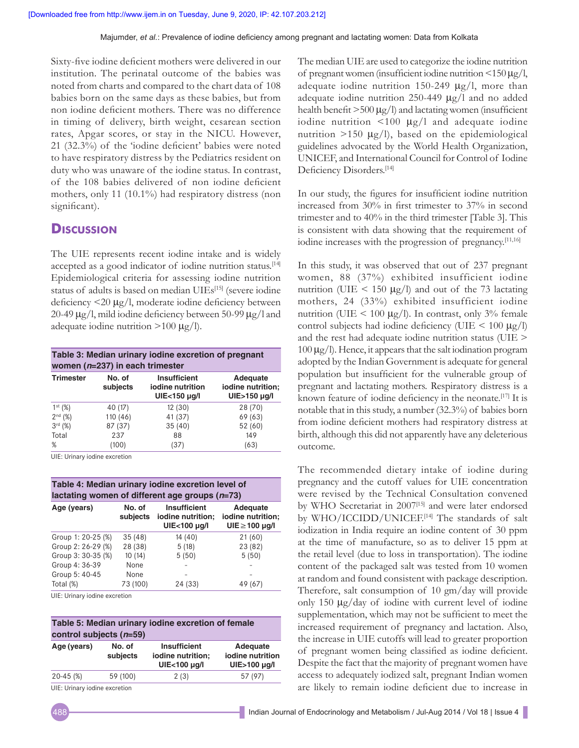Sixty-five iodine deficient mothers were delivered in our institution. The perinatal outcome of the babies was noted from charts and compared to the chart data of 108 babies born on the same days as these babies, but from non iodine deficient mothers. There was no difference in timing of delivery, birth weight, cesarean section rates, Apgar scores, or stay in the NICU. However, 21 (32.3%) of the 'iodine deficient' babies were noted to have respiratory distress by the Pediatrics resident on duty who was unaware of the iodine status. In contrast, of the 108 babies delivered of non iodine deficient mothers, only 11 (10.1%) had respiratory distress (non significant).

## Discussion

The UIE represents recent iodine intake and is widely accepted as a good indicator of iodine nutrition status.[14] Epidemiological criteria for assessing iodine nutrition status of adults is based on median UIEs[15] (severe iodine deficiency <20 μg/l, moderate iodine deficiency between 20-49 μg/l, mild iodine deficiency between 50-99 μg/l and adequate iodine nutrition >100 μg/l).

**Table 3: Median urinary iodine excretion of pregnant women (*n*=237) in each trimester**

| Trimester | No. of subjects | Insufficient iodine nutrition UIE<150 μg/l | Adequate iodine nutrition; UIE>150 μg/l |
|---|---|---|---|
| 1st (%) | 40 (17) | 12 (30) | 28 (70) |
| 2nd (%) | 110 (46) | 41 (37) | 69 (63) |
| 3rd (%) | 87 (37) | 35 (40) | 52 (60) |
| Total | 237 | 88 | 149 |
| % | (100) | (37) | (63) |

UIE: Urinary iodine excretion

**Table 4: Median urinary iodine excretion level of lactating women of different age groups (*n*=73)**

| Age (years) | No. of subjects | Insufficient iodine nutrition; UIE<100 μg/l | Adequate iodine nutrition; UIE≥100 μg/l |
|---|---|---|---|
| Group 1: 20-25 (%) | 35 (48) | 14 (40) | 21 (60) |
| Group 2: 26-29 (%) | 28 (38) | 5 (18) | 23 (82) |
| Group 3: 30-35 (%) | 10 (14) | 5 (50) | 5 (50) |
| Group 4: 36-39 | None | - | - |
| Group 5: 40-45 | None | - | - |
| Total (%) | 73 (100) | 24 (33) | 49 (67) |

UIE: Urinary iodine excretion

**Table 5: Median urinary iodine excretion of female control subjects (*n*=59)**

| Age (years) | No. of subjects | Insufficient iodine nutrition; UIE<100 μg/l | Adequate iodine nutrition UIE>100 μg/l |
|---|---|---|---|
| 20-45 (%) | 59 (100) | 2 (3) | 57 (97) |

UIE: Urinary iodine excretion

The median UIE are used to categorize the iodine nutrition of pregnant women (insufficient iodine nutrition <150 μg/l, adequate iodine nutrition 150-249 μg/l, more than adequate iodine nutrition 250-449 μg/l and no added health benefit >500 μg/l) and lactating women (insufficient iodine nutrition <100 μg/l and adequate iodine nutrition >150 μg/l), based on the epidemiological guidelines advocated by the World Health Organization, UNICEF, and International Council for Control of Iodine Deficiency Disorders.[14]

In our study, the figures for insufficient iodine nutrition increased from 30% in first trimester to 37% in second trimester and to 40% in the third trimester [Table 3]. This is consistent with data showing that the requirement of iodine increases with the progression of pregnancy.[11,16]

In this study, it was observed that out of 237 pregnant women, 88 (37%) exhibited insufficient iodine nutrition (UIE < 150 μg/l) and out of the 73 lactating mothers, 24 (33%) exhibited insufficient iodine nutrition (UIE < 100 μg/l). In contrast, only 3% female control subjects had iodine deficiency (UIE < 100 μg/l) and the rest had adequate iodine nutrition status (UIE > 100 μg/l). Hence, it appears that the salt iodination program adopted by the Indian Government is adequate for general population but insufficient for the vulnerable group of pregnant and lactating mothers. Respiratory distress is a known feature of iodine deficiency in the neonate.[17] It is notable that in this study, a number (32.3%) of babies born from iodine deficient mothers had respiratory distress at birth, although this did not apparently have any deleterious outcome.

The recommended dietary intake of iodine during pregnancy and the cutoff values for UIE concentration were revised by the Technical Consultation convened by WHO Secretariat in 2007[15] and were later endorsed by WHO/ICCIDD/UNICEF.[14] The standards of salt iodization in India require an iodine content of 30 ppm at the time of manufacture, so as to deliver 15 ppm at the retail level (due to loss in transportation). The iodine content of the packaged salt was tested from 10 women at random and found consistent with package description. Therefore, salt consumption of 10 gm/day will provide only 150 μg/day of iodine with current level of iodine supplementation, which may not be sufficient to meet the increased requirement of pregnancy and lactation. Also, the increase in UIE cutoffs will lead to greater proportion of pregnant women being classified as iodine deficient. Despite the fact that the majority of pregnant women have access to adequately iodized salt, pregnant Indian women are likely to remain iodine deficient due to increase in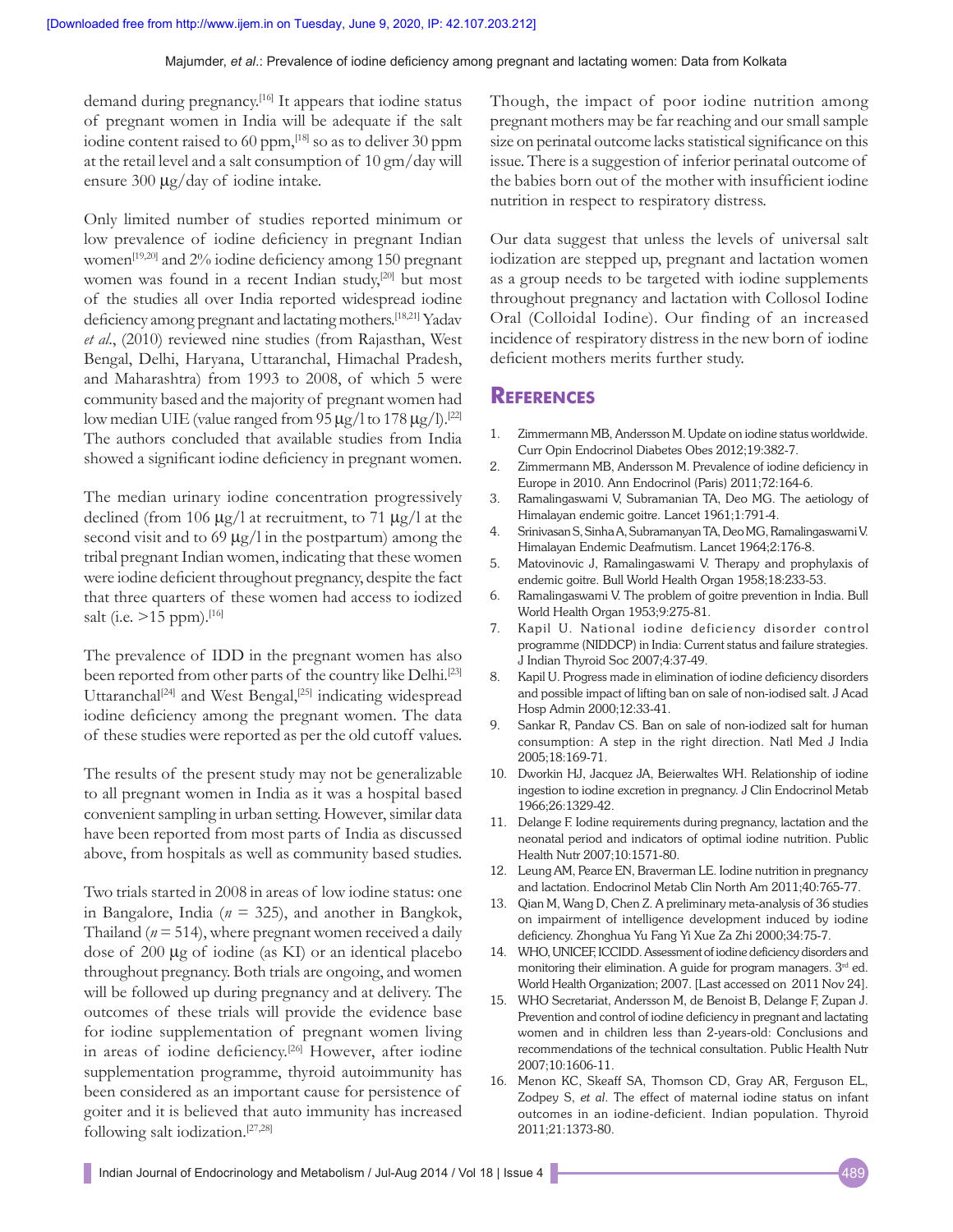demand during pregnancy.[16] It appears that iodine status of pregnant women in India will be adequate if the salt iodine content raised to 60 ppm,[18] so as to deliver 30 ppm at the retail level and a salt consumption of 10 gm/day will ensure 300 μg/day of iodine intake.

Only limited number of studies reported minimum or low prevalence of iodine deficiency in pregnant Indian women[19,20] and 2% iodine deficiency among 150 pregnant women was found in a recent Indian study,[20] but most of the studies all over India reported widespread iodine deficiency among pregnant and lactating mothers.[18,21] Yadav *et al*., (2010) reviewed nine studies (from Rajasthan, West Bengal, Delhi, Haryana, Uttaranchal, Himachal Pradesh, and Maharashtra) from 1993 to 2008, of which 5 were community based and the majority of pregnant women had low median UIE (value ranged from 95 μg/l to 178 μg/l).[22] The authors concluded that available studies from India showed a significant iodine deficiency in pregnant women.

The median urinary iodine concentration progressively declined (from 106 μg/l at recruitment, to 71 μg/l at the second visit and to 69 μg/l in the postpartum) among the tribal pregnant Indian women, indicating that these women were iodine deficient throughout pregnancy, despite the fact that three quarters of these women had access to iodized salt (i.e. >15 ppm).[16]

The prevalence of IDD in the pregnant women has also been reported from other parts of the country like Delhi.[23] Uttaranchal[24] and West Bengal,[25] indicating widespread iodine deficiency among the pregnant women. The data of these studies were reported as per the old cutoff values.

The results of the present study may not be generalizable to all pregnant women in India as it was a hospital based convenient sampling in urban setting. However, similar data have been reported from most parts of India as discussed above, from hospitals as well as community based studies.

Two trials started in 2008 in areas of low iodine status: one in Bangalore, India ($n$ = 325), and another in Bangkok, Thailand ($n$ = 514), where pregnant women received a daily dose of 200 μg of iodine (as KI) or an identical placebo throughout pregnancy. Both trials are ongoing, and women will be followed up during pregnancy and at delivery. The outcomes of these trials will provide the evidence base for iodine supplementation of pregnant women living in areas of iodine deficiency.[26] However, after iodine supplementation programme, thyroid autoimmunity has been considered as an important cause for persistence of goiter and it is believed that auto immunity has increased following salt iodization.[27,28]

Though, the impact of poor iodine nutrition among pregnant mothers may be far reaching and our small sample size on perinatal outcome lacks statistical significance on this issue. There is a suggestion of inferior perinatal outcome of the babies born out of the mother with insufficient iodine nutrition in respect to respiratory distress.

Our data suggest that unless the levels of universal salt iodization are stepped up, pregnant and lactation women as a group needs to be targeted with iodine supplements throughout pregnancy and lactation with Collosol Iodine Oral (Colloidal Iodine). Our finding of an increased incidence of respiratory distress in the new born of iodine deficient mothers merits further study.

## References

1. Zimmermann MB, Andersson M. Update on iodine status worldwide. Curr Opin Endocrinol Diabetes Obes 2012;19:382-7.
2. Zimmermann MB, Andersson M. Prevalence of iodine deficiency in Europe in 2010. Ann Endocrinol (Paris) 2011;72:164-6.
3. Ramalingaswami V, Subramanian TA, Deo MG. The aetiology of Himalayan endemic goitre. Lancet 1961;1:791-4.
4. Srinivasan S, Sinha A, Subramanyan TA, Deo MG, Ramalingaswami V. Himalayan Endemic Deafmutism. Lancet 1964;2:176-8.
5. Matovinovic J, Ramalingaswami V. Therapy and prophylaxis of endemic goitre. Bull World Health Organ 1958;18:233-53.
6. Ramalingaswami V. The problem of goitre prevention in India. Bull World Health Organ 1953;9:275-81.
7. Kapil U. National iodine deficiency disorder control programme (NIDDCP) in India: Current status and failure strategies. J Indian Thyroid Soc 2007;4:37-49.
8. Kapil U. Progress made in elimination of iodine deficiency disorders and possible impact of lifting ban on sale of non-iodised salt. J Acad Hosp Admin 2000;12:33-41.
9. Sankar R, Pandav CS. Ban on sale of non-iodized salt for human consumption: A step in the right direction. Natl Med J India 2005;18:169-71.
10. Dworkin HJ, Jacquez JA, Beierwaltes WH. Relationship of iodine ingestion to iodine excretion in pregnancy. J Clin Endocrinol Metab 1966;26:1329-42.
11. Delange F. Iodine requirements during pregnancy, lactation and the neonatal period and indicators of optimal iodine nutrition. Public Health Nutr 2007;10:1571-80.
12. Leung AM, Pearce EN, Braverman LE. Iodine nutrition in pregnancy and lactation. Endocrinol Metab Clin North Am 2011;40:765-77.
13. Qian M, Wang D, Chen Z. A preliminary meta-analysis of 36 studies on impairment of intelligence development induced by iodine deficiency. Zhonghua Yu Fang Yi Xue Za Zhi 2000;34:75-7.
14. WHO, UNICEF, ICCIDD. Assessment of iodine deficiency disorders and monitoring their elimination. A guide for program managers. 3rd ed. World Health Organization; 2007. [Last accessed on 2011 Nov 24].
15. WHO Secretariat, Andersson M, de Benoist B, Delange F, Zupan J. Prevention and control of iodine deficiency in pregnant and lactating women and in children less than 2-years-old: Conclusions and recommendations of the technical consultation. Public Health Nutr 2007;10:1606-11.
16. Menon KC, Skeaff SA, Thomson CD, Gray AR, Ferguson EL, Zodpey S, *et al*. The effect of maternal iodine status on infant outcomes in an iodine-deficient. Indian population. Thyroid 2011;21:1373-80.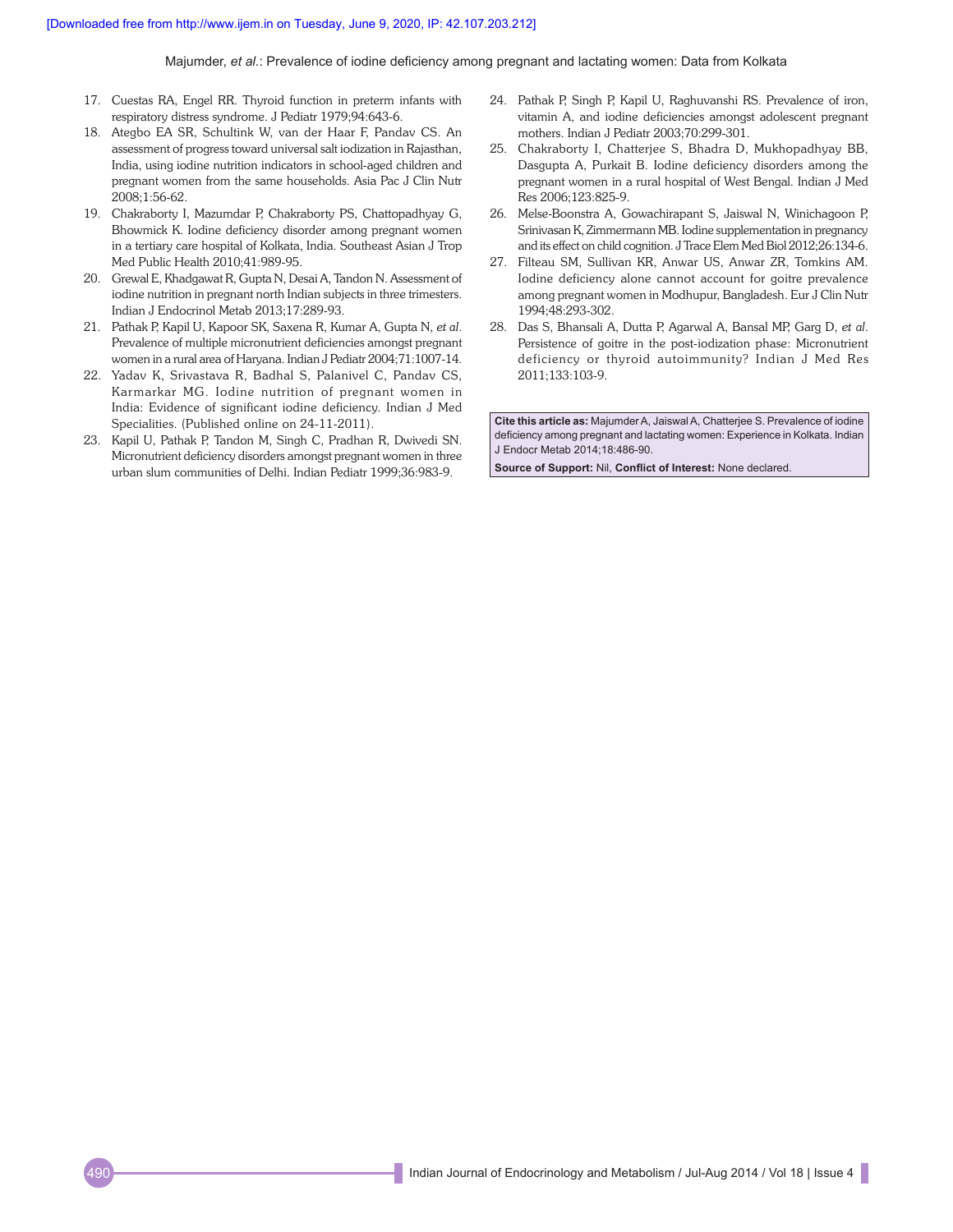17. Cuestas RA, Engel RR. Thyroid function in preterm infants with respiratory distress syndrome. J Pediatr 1979;94:643-6.
18. Ategbo EA SR, Schultink W, van der Haar F, Pandav CS. An assessment of progress toward universal salt iodization in Rajasthan, India, using iodine nutrition indicators in school-aged children and pregnant women from the same households. Asia Pac J Clin Nutr 2008;1:56-62.
19. Chakraborty I, Mazumdar P, Chakraborty PS, Chattopadhyay G, Bhowmick K. Iodine deficiency disorder among pregnant women in a tertiary care hospital of Kolkata, India. Southeast Asian J Trop Med Public Health 2010;41:989-95.
20. Grewal E, Khadgawat R, Gupta N, Desai A, Tandon N. Assessment of iodine nutrition in pregnant north Indian subjects in three trimesters. Indian J Endocrinol Metab 2013;17:289-93.
21. Pathak P, Kapil U, Kapoor SK, Saxena R, Kumar A, Gupta N, *et al*. Prevalence of multiple micronutrient deficiencies amongst pregnant women in a rural area of Haryana. Indian J Pediatr 2004;71:1007-14.
22. Yadav K, Srivastava R, Badhal S, Palanivel C, Pandav CS, Karmarkar MG. Iodine nutrition of pregnant women in India: Evidence of significant iodine deficiency. Indian J Med Specialities. (Published online on 24-11-2011).
23. Kapil U, Pathak P, Tandon M, Singh C, Pradhan R, Dwivedi SN. Micronutrient deficiency disorders amongst pregnant women in three urban slum communities of Delhi. Indian Pediatr 1999;36:983-9.
24. Pathak P, Singh P, Kapil U, Raghuvanshi RS. Prevalence of iron, vitamin A, and iodine deficiencies amongst adolescent pregnant mothers. Indian J Pediatr 2003;70:299-301.
25. Chakraborty I, Chatterjee S, Bhadra D, Mukhopadhyay BB, Dasgupta A, Purkait B. Iodine deficiency disorders among the pregnant women in a rural hospital of West Bengal. Indian J Med Res 2006;123:825-9.
26. Melse-Boonstra A, Gowachirapant S, Jaiswal N, Winichagoon P, Srinivasan K, Zimmermann MB. Iodine supplementation in pregnancy and its effect on child cognition. J Trace Elem Med Biol 2012;26:134-6.
27. Filteau SM, Sullivan KR, Anwar US, Anwar ZR, Tomkins AM. Iodine deficiency alone cannot account for goitre prevalence among pregnant women in Modhupur, Bangladesh. Eur J Clin Nutr 1994;48:293-302.
28. Das S, Bhansali A, Dutta P, Agarwal A, Bansal MP, Garg D, *et al*. Persistence of goitre in the post-iodization phase: Micronutrient deficiency or thyroid autoimmunity? Indian J Med Res 2011;133:103-9.

**Cite this article as:** Majumder A, Jaiswal A, Chatterjee S. Prevalence of iodine deficiency among pregnant and lactating women: Experience in Kolkata. Indian J Endocr Metab 2014;18:486-90.

**Source of Support:** Nil, **Conflict of Interest:** None declared.